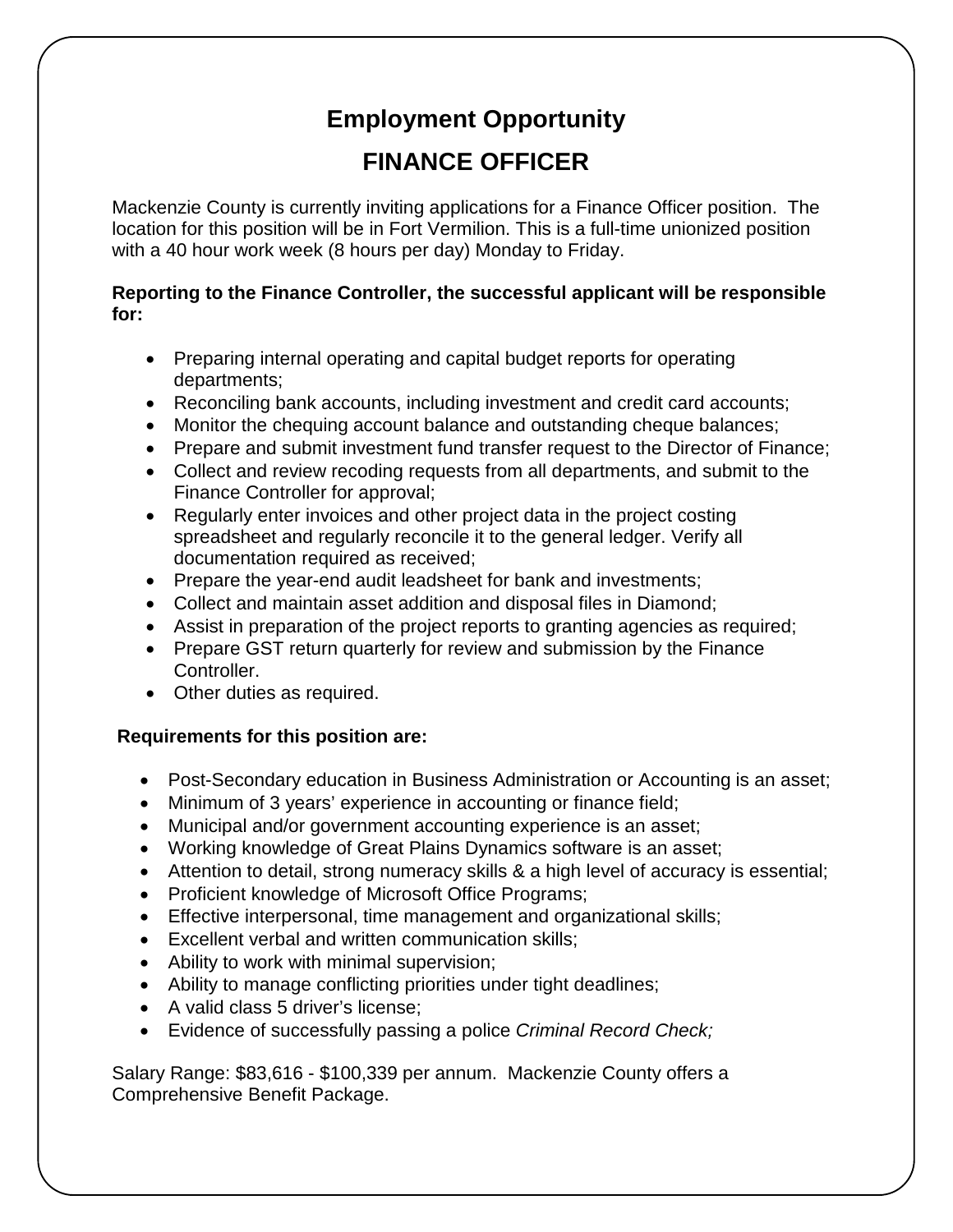# Employment Opportunity

## FINANCE OFFICER

Mackenzie County is currently inviting applications for a Finance Officer position. The location for this position will be in Fort Vermilion. This is a full-time unionized position with a 40 hour work week (8 hours per day) Monday to Friday.

**Reporting to the Finance Controller, the successful applicant will be responsible for:**

- Preparing internal operating and capital budget reports for operating departments;
- Reconciling bank accounts, including investment and credit card accounts;
- Monitor the chequing account balance and outstanding cheque balances;
- Prepare and submit investment fund transfer request to the Director of Finance;
- Collect and review recoding requests from all departments, and submit to the Finance Controller for approval;
- Regularly enter invoices and other project data in the project costing spreadsheet and regularly reconcile it to the general ledger. Verify all documentation required as received;
- Prepare the year-end audit leadsheet for bank and investments;
- Collect and maintain asset addition and disposal files in Diamond;
- Assist in preparation of the project reports to granting agencies as required;
- Prepare GST return quarterly for review and submission by the Finance Controller.
- Other duties as required.

**Requirements for this position are:**

- Post-Secondary education in Business Administration or Accounting is an asset;
- Minimum of 3 years' experience in accounting or finance field;
- Municipal and/or government accounting experience is an asset;
- Working knowledge of Great Plains Dynamics software is an asset;
- Attention to detail, strong numeracy skills & a high level of accuracy is essential;
- Proficient knowledge of Microsoft Office Programs;
- Effective interpersonal, time management and organizational skills;
- Excellent verbal and written communication skills;
- Ability to work with minimal supervision;
- Ability to manage conflicting priorities under tight deadlines;
- A valid class 5 driver's license;
- Evidence of successfully passing a police *Criminal Record Check;*

Salary Range: $83,616 - $100,339 per annum. Mackenzie County offers a Comprehensive Benefit Package.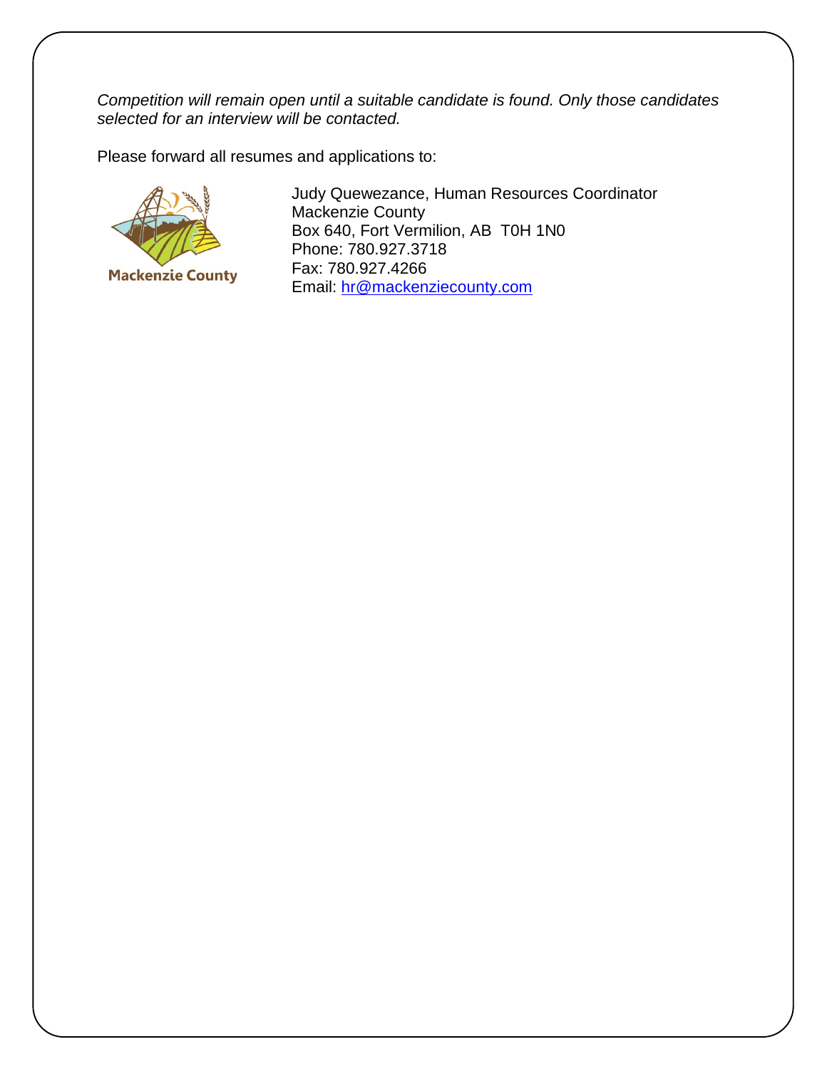*Competition will remain open until a suitable candidate is found. Only those candidates selected for an interview will be contacted.*

Please forward all resumes and applications to:

Mackenzie County

Judy Quewezance, Human Resources Coordinator
Mackenzie County
Box 640, Fort Vermilion, AB T0H 1N0
Phone: 780.927.3718
Fax: 780.927.4266
Email: hr@mackenziecounty.com